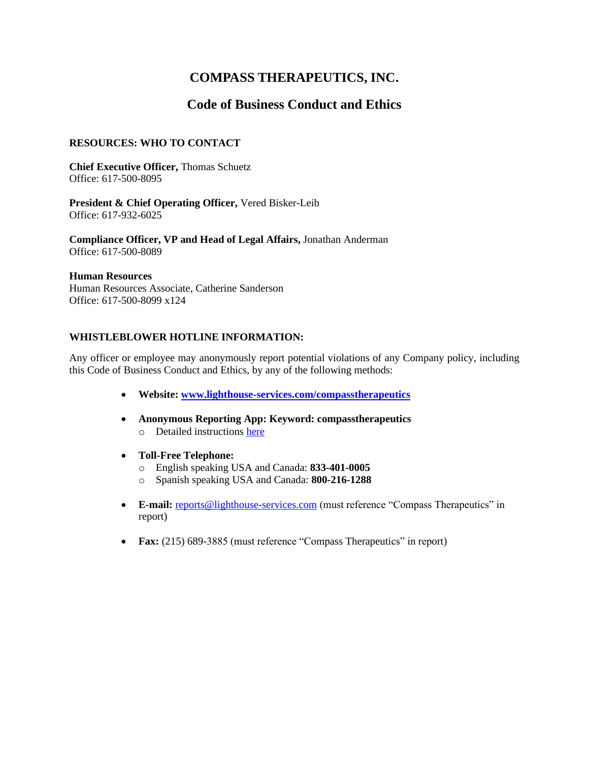# COMPASS THERAPEUTICS, INC.

## Code of Business Conduct and Ethics

**RESOURCES: WHO TO CONTACT**

**Chief Executive Officer,** Thomas Schuetz
Office: 617-500-8095

**President & Chief Operating Officer,** Vered Bisker-Leib
Office: 617-932-6025

**Compliance Officer, VP and Head of Legal Affairs,** Jonathan Anderman
Office: 617-500-8089

**Human Resources**
Human Resources Associate, Catherine Sanderson
Office: 617-500-8099 x124

**WHISTLEBLOWER HOTLINE INFORMATION:**

Any officer or employee may anonymously report potential violations of any Company policy, including this Code of Business Conduct and Ethics, by any of the following methods:

- **Website: [www.lighthouse-services.com/compasstherapeutics](www.lighthouse-services.com/compasstherapeutics)**
- **Anonymous Reporting App: Keyword: compasstherapeutics**
  - Detailed instructions here
- **Toll-Free Telephone:**
  - English speaking USA and Canada: **833-401-0005**
  - Spanish speaking USA and Canada: **800-216-1288**
- **E-mail:** reports@lighthouse-services.com (must reference "Compass Therapeutics" in report)
- **Fax:** (215) 689-3885 (must reference "Compass Therapeutics" in report)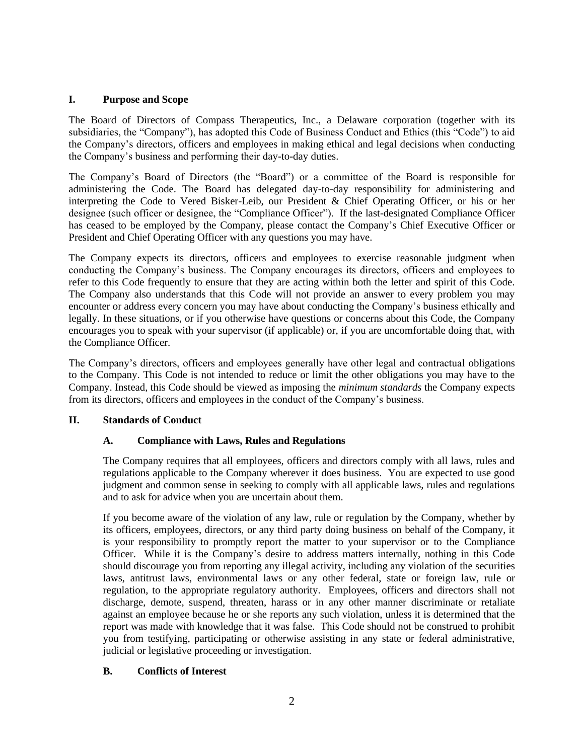## I. Purpose and Scope

The Board of Directors of Compass Therapeutics, Inc., a Delaware corporation (together with its subsidiaries, the "Company"), has adopted this Code of Business Conduct and Ethics (this "Code") to aid the Company's directors, officers and employees in making ethical and legal decisions when conducting the Company's business and performing their day-to-day duties.

The Company's Board of Directors (the "Board") or a committee of the Board is responsible for administering the Code. The Board has delegated day-to-day responsibility for administering and interpreting the Code to Vered Bisker-Leib, our President & Chief Operating Officer, or his or her designee (such officer or designee, the "Compliance Officer"). If the last-designated Compliance Officer has ceased to be employed by the Company, please contact the Company's Chief Executive Officer or President and Chief Operating Officer with any questions you may have.

The Company expects its directors, officers and employees to exercise reasonable judgment when conducting the Company's business. The Company encourages its directors, officers and employees to refer to this Code frequently to ensure that they are acting within both the letter and spirit of this Code. The Company also understands that this Code will not provide an answer to every problem you may encounter or address every concern you may have about conducting the Company's business ethically and legally. In these situations, or if you otherwise have questions or concerns about this Code, the Company encourages you to speak with your supervisor (if applicable) or, if you are uncomfortable doing that, with the Compliance Officer.

The Company's directors, officers and employees generally have other legal and contractual obligations to the Company. This Code is not intended to reduce or limit the other obligations you may have to the Company. Instead, this Code should be viewed as imposing the *minimum standards* the Company expects from its directors, officers and employees in the conduct of the Company's business.

## II. Standards of Conduct

### A. Compliance with Laws, Rules and Regulations

The Company requires that all employees, officers and directors comply with all laws, rules and regulations applicable to the Company wherever it does business. You are expected to use good judgment and common sense in seeking to comply with all applicable laws, rules and regulations and to ask for advice when you are uncertain about them.

If you become aware of the violation of any law, rule or regulation by the Company, whether by its officers, employees, directors, or any third party doing business on behalf of the Company, it is your responsibility to promptly report the matter to your supervisor or to the Compliance Officer. While it is the Company's desire to address matters internally, nothing in this Code should discourage you from reporting any illegal activity, including any violation of the securities laws, antitrust laws, environmental laws or any other federal, state or foreign law, rule or regulation, to the appropriate regulatory authority. Employees, officers and directors shall not discharge, demote, suspend, threaten, harass or in any other manner discriminate or retaliate against an employee because he or she reports any such violation, unless it is determined that the report was made with knowledge that it was false. This Code should not be construed to prohibit you from testifying, participating or otherwise assisting in any state or federal administrative, judicial or legislative proceeding or investigation.

### B. Conflicts of Interest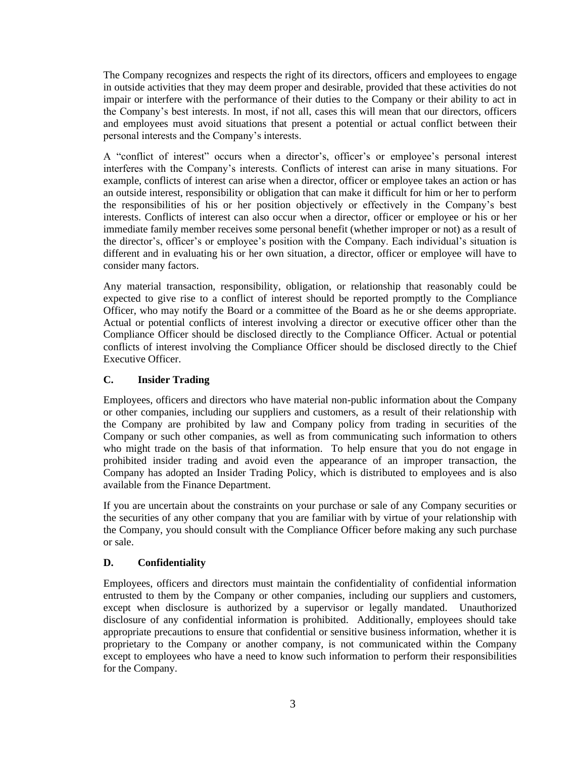The Company recognizes and respects the right of its directors, officers and employees to engage in outside activities that they may deem proper and desirable, provided that these activities do not impair or interfere with the performance of their duties to the Company or their ability to act in the Company's best interests. In most, if not all, cases this will mean that our directors, officers and employees must avoid situations that present a potential or actual conflict between their personal interests and the Company's interests.

A "conflict of interest" occurs when a director's, officer's or employee's personal interest interferes with the Company's interests. Conflicts of interest can arise in many situations. For example, conflicts of interest can arise when a director, officer or employee takes an action or has an outside interest, responsibility or obligation that can make it difficult for him or her to perform the responsibilities of his or her position objectively or effectively in the Company's best interests. Conflicts of interest can also occur when a director, officer or employee or his or her immediate family member receives some personal benefit (whether improper or not) as a result of the director's, officer's or employee's position with the Company. Each individual's situation is different and in evaluating his or her own situation, a director, officer or employee will have to consider many factors.

Any material transaction, responsibility, obligation, or relationship that reasonably could be expected to give rise to a conflict of interest should be reported promptly to the Compliance Officer, who may notify the Board or a committee of the Board as he or she deems appropriate. Actual or potential conflicts of interest involving a director or executive officer other than the Compliance Officer should be disclosed directly to the Compliance Officer. Actual or potential conflicts of interest involving the Compliance Officer should be disclosed directly to the Chief Executive Officer.

### C. Insider Trading

Employees, officers and directors who have material non-public information about the Company or other companies, including our suppliers and customers, as a result of their relationship with the Company are prohibited by law and Company policy from trading in securities of the Company or such other companies, as well as from communicating such information to others who might trade on the basis of that information. To help ensure that you do not engage in prohibited insider trading and avoid even the appearance of an improper transaction, the Company has adopted an Insider Trading Policy, which is distributed to employees and is also available from the Finance Department.

If you are uncertain about the constraints on your purchase or sale of any Company securities or the securities of any other company that you are familiar with by virtue of your relationship with the Company, you should consult with the Compliance Officer before making any such purchase or sale.

### D. Confidentiality

Employees, officers and directors must maintain the confidentiality of confidential information entrusted to them by the Company or other companies, including our suppliers and customers, except when disclosure is authorized by a supervisor or legally mandated. Unauthorized disclosure of any confidential information is prohibited. Additionally, employees should take appropriate precautions to ensure that confidential or sensitive business information, whether it is proprietary to the Company or another company, is not communicated within the Company except to employees who have a need to know such information to perform their responsibilities for the Company.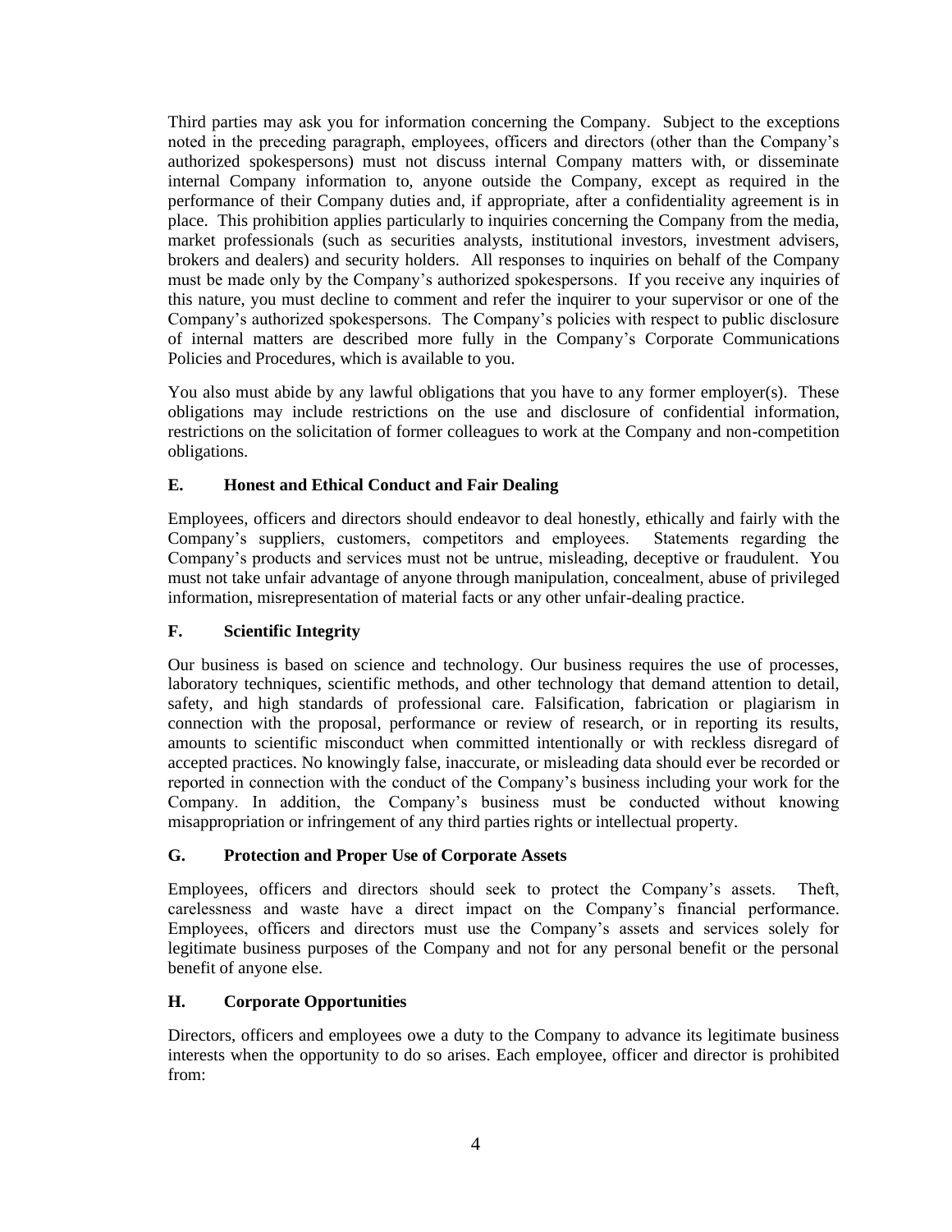Third parties may ask you for information concerning the Company. Subject to the exceptions noted in the preceding paragraph, employees, officers and directors (other than the Company's authorized spokespersons) must not discuss internal Company matters with, or disseminate internal Company information to, anyone outside the Company, except as required in the performance of their Company duties and, if appropriate, after a confidentiality agreement is in place. This prohibition applies particularly to inquiries concerning the Company from the media, market professionals (such as securities analysts, institutional investors, investment advisers, brokers and dealers) and security holders. All responses to inquiries on behalf of the Company must be made only by the Company's authorized spokespersons. If you receive any inquiries of this nature, you must decline to comment and refer the inquirer to your supervisor or one of the Company's authorized spokespersons. The Company's policies with respect to public disclosure of internal matters are described more fully in the Company's Corporate Communications Policies and Procedures, which is available to you.

You also must abide by any lawful obligations that you have to any former employer(s). These obligations may include restrictions on the use and disclosure of confidential information, restrictions on the solicitation of former colleagues to work at the Company and non-competition obligations.

### E. Honest and Ethical Conduct and Fair Dealing

Employees, officers and directors should endeavor to deal honestly, ethically and fairly with the Company's suppliers, customers, competitors and employees. Statements regarding the Company's products and services must not be untrue, misleading, deceptive or fraudulent. You must not take unfair advantage of anyone through manipulation, concealment, abuse of privileged information, misrepresentation of material facts or any other unfair-dealing practice.

### F. Scientific Integrity

Our business is based on science and technology. Our business requires the use of processes, laboratory techniques, scientific methods, and other technology that demand attention to detail, safety, and high standards of professional care. Falsification, fabrication or plagiarism in connection with the proposal, performance or review of research, or in reporting its results, amounts to scientific misconduct when committed intentionally or with reckless disregard of accepted practices. No knowingly false, inaccurate, or misleading data should ever be recorded or reported in connection with the conduct of the Company's business including your work for the Company. In addition, the Company's business must be conducted without knowing misappropriation or infringement of any third parties rights or intellectual property.

### G. Protection and Proper Use of Corporate Assets

Employees, officers and directors should seek to protect the Company's assets. Theft, carelessness and waste have a direct impact on the Company's financial performance. Employees, officers and directors must use the Company's assets and services solely for legitimate business purposes of the Company and not for any personal benefit or the personal benefit of anyone else.

### H. Corporate Opportunities

Directors, officers and employees owe a duty to the Company to advance its legitimate business interests when the opportunity to do so arises. Each employee, officer and director is prohibited from: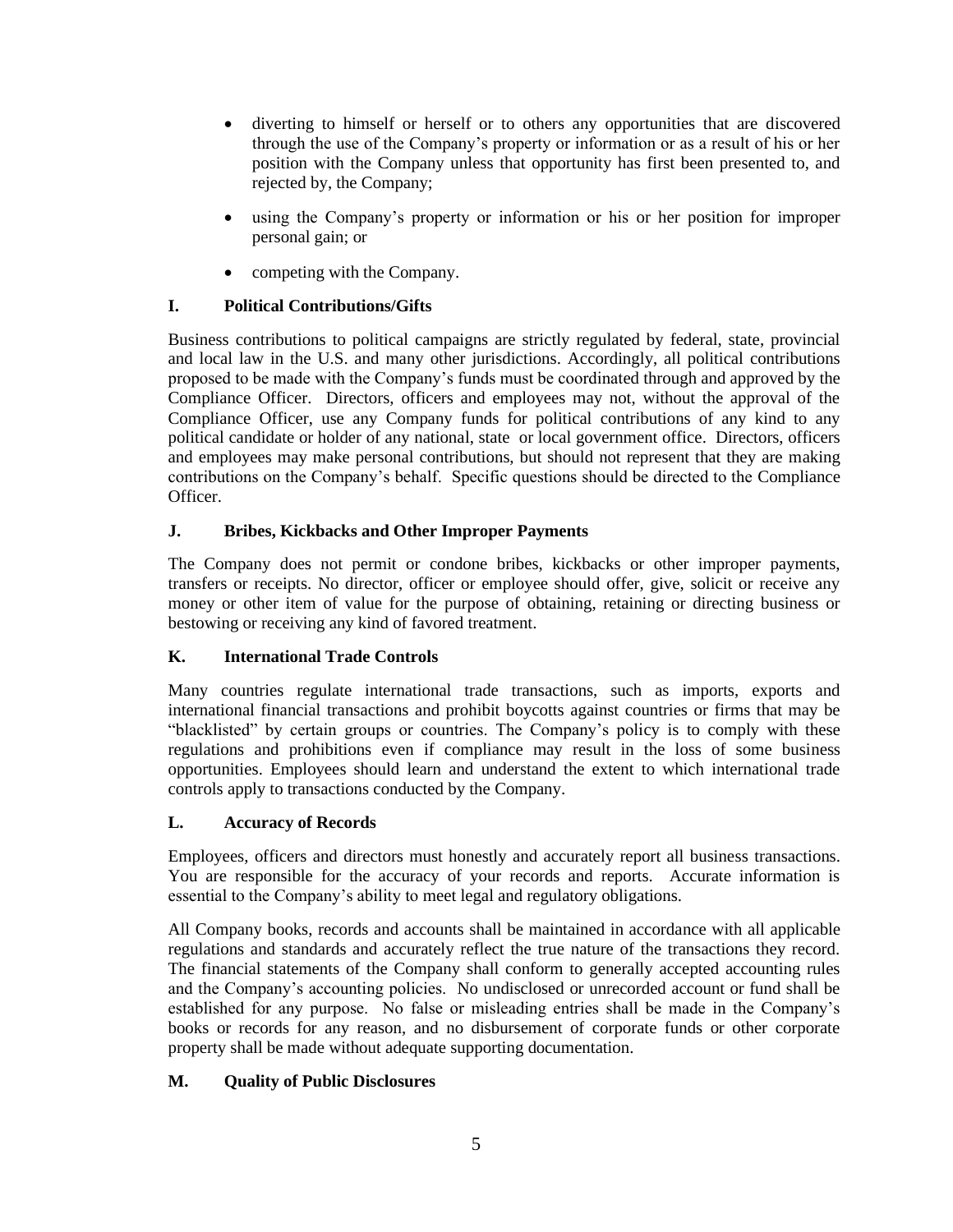- diverting to himself or herself or to others any opportunities that are discovered through the use of the Company's property or information or as a result of his or her position with the Company unless that opportunity has first been presented to, and rejected by, the Company;

- using the Company's property or information or his or her position for improper personal gain; or

- competing with the Company.

### I. Political Contributions/Gifts

Business contributions to political campaigns are strictly regulated by federal, state, provincial and local law in the U.S. and many other jurisdictions. Accordingly, all political contributions proposed to be made with the Company's funds must be coordinated through and approved by the Compliance Officer. Directors, officers and employees may not, without the approval of the Compliance Officer, use any Company funds for political contributions of any kind to any political candidate or holder of any national, state or local government office. Directors, officers and employees may make personal contributions, but should not represent that they are making contributions on the Company's behalf. Specific questions should be directed to the Compliance Officer.

### J. Bribes, Kickbacks and Other Improper Payments

The Company does not permit or condone bribes, kickbacks or other improper payments, transfers or receipts. No director, officer or employee should offer, give, solicit or receive any money or other item of value for the purpose of obtaining, retaining or directing business or bestowing or receiving any kind of favored treatment.

### K. International Trade Controls

Many countries regulate international trade transactions, such as imports, exports and international financial transactions and prohibit boycotts against countries or firms that may be "blacklisted" by certain groups or countries. The Company's policy is to comply with these regulations and prohibitions even if compliance may result in the loss of some business opportunities. Employees should learn and understand the extent to which international trade controls apply to transactions conducted by the Company.

### L. Accuracy of Records

Employees, officers and directors must honestly and accurately report all business transactions. You are responsible for the accuracy of your records and reports. Accurate information is essential to the Company's ability to meet legal and regulatory obligations.

All Company books, records and accounts shall be maintained in accordance with all applicable regulations and standards and accurately reflect the true nature of the transactions they record. The financial statements of the Company shall conform to generally accepted accounting rules and the Company's accounting policies. No undisclosed or unrecorded account or fund shall be established for any purpose. No false or misleading entries shall be made in the Company's books or records for any reason, and no disbursement of corporate funds or other corporate property shall be made without adequate supporting documentation.

### M. Quality of Public Disclosures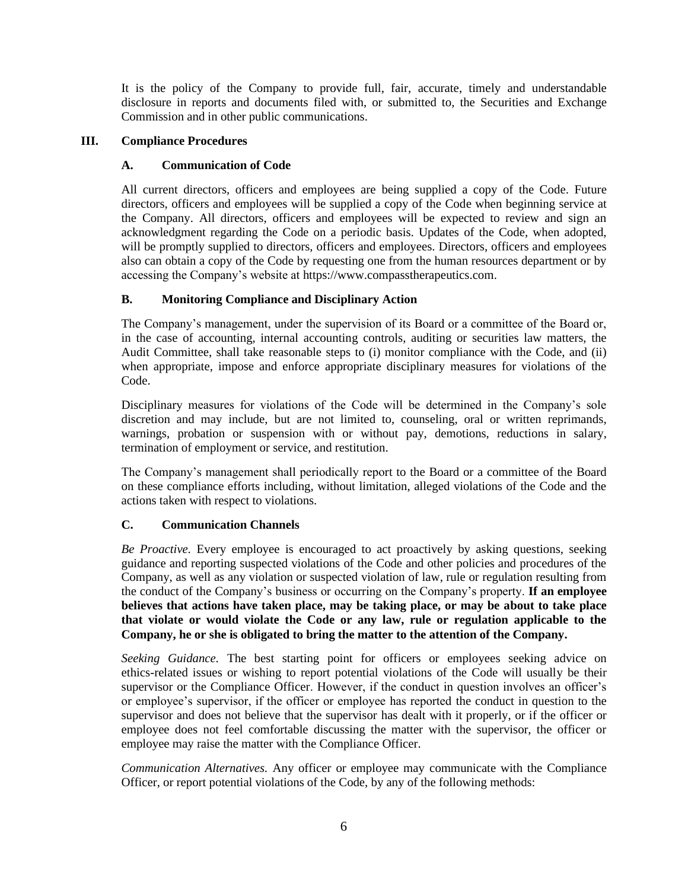It is the policy of the Company to provide full, fair, accurate, timely and understandable disclosure in reports and documents filed with, or submitted to, the Securities and Exchange Commission and in other public communications.

## III. Compliance Procedures

### A. Communication of Code

All current directors, officers and employees are being supplied a copy of the Code. Future directors, officers and employees will be supplied a copy of the Code when beginning service at the Company. All directors, officers and employees will be expected to review and sign an acknowledgment regarding the Code on a periodic basis. Updates of the Code, when adopted, will be promptly supplied to directors, officers and employees. Directors, officers and employees also can obtain a copy of the Code by requesting one from the human resources department or by accessing the Company's website at https://www.compasstherapeutics.com.

### B. Monitoring Compliance and Disciplinary Action

The Company's management, under the supervision of its Board or a committee of the Board or, in the case of accounting, internal accounting controls, auditing or securities law matters, the Audit Committee, shall take reasonable steps to (i) monitor compliance with the Code, and (ii) when appropriate, impose and enforce appropriate disciplinary measures for violations of the Code.

Disciplinary measures for violations of the Code will be determined in the Company's sole discretion and may include, but are not limited to, counseling, oral or written reprimands, warnings, probation or suspension with or without pay, demotions, reductions in salary, termination of employment or service, and restitution.

The Company's management shall periodically report to the Board or a committee of the Board on these compliance efforts including, without limitation, alleged violations of the Code and the actions taken with respect to violations.

### C. Communication Channels

*Be Proactive.* Every employee is encouraged to act proactively by asking questions, seeking guidance and reporting suspected violations of the Code and other policies and procedures of the Company, as well as any violation or suspected violation of law, rule or regulation resulting from the conduct of the Company's business or occurring on the Company's property. **If an employee believes that actions have taken place, may be taking place, or may be about to take place that violate or would violate the Code or any law, rule or regulation applicable to the Company, he or she is obligated to bring the matter to the attention of the Company.**

*Seeking Guidance.* The best starting point for officers or employees seeking advice on ethics-related issues or wishing to report potential violations of the Code will usually be their supervisor or the Compliance Officer. However, if the conduct in question involves an officer's or employee's supervisor, if the officer or employee has reported the conduct in question to the supervisor and does not believe that the supervisor has dealt with it properly, or if the officer or employee does not feel comfortable discussing the matter with the supervisor, the officer or employee may raise the matter with the Compliance Officer.

*Communication Alternatives.* Any officer or employee may communicate with the Compliance Officer, or report potential violations of the Code, by any of the following methods: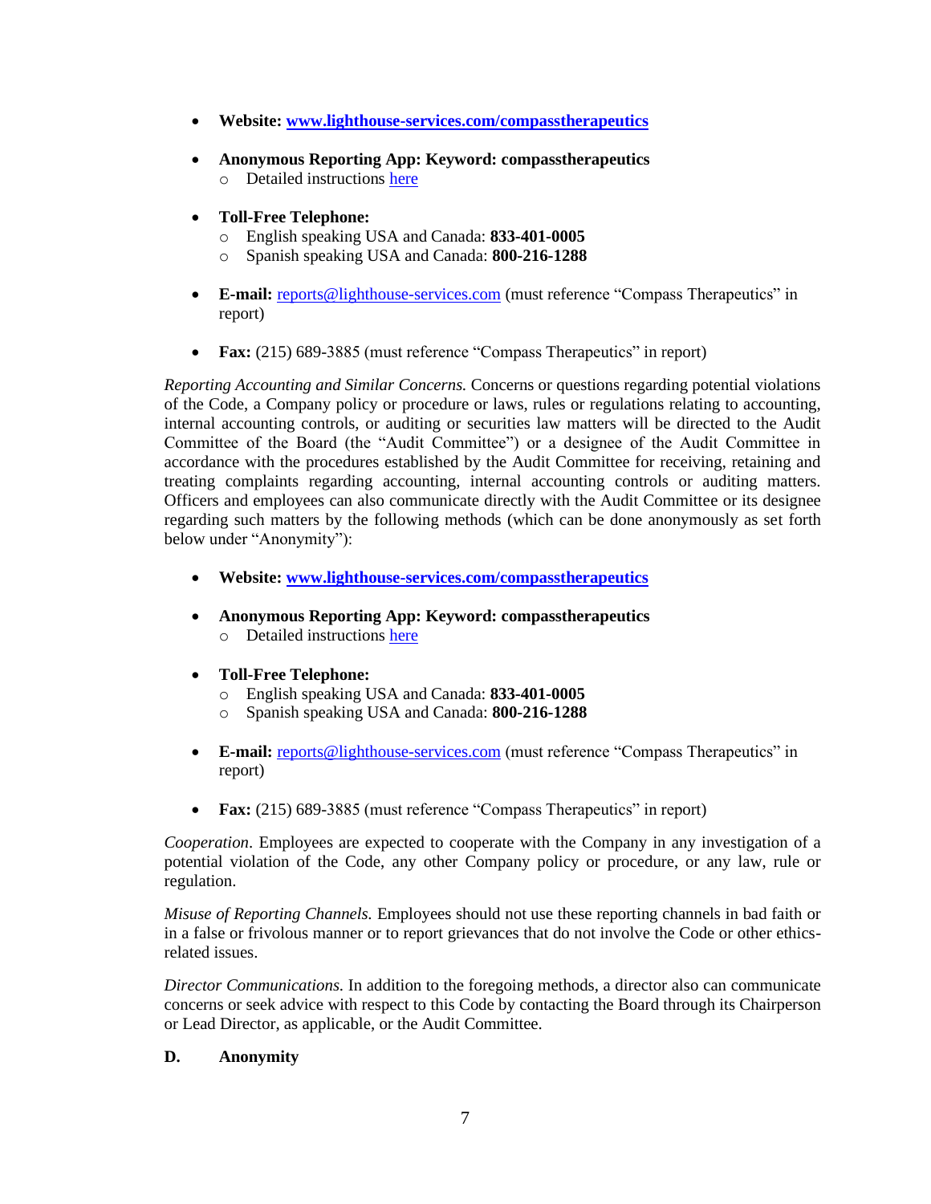- **Website: [www.lighthouse-services.com/compasstherapeutics](www.lighthouse-services.com/compasstherapeutics)**

- **Anonymous Reporting App: Keyword: compasstherapeutics**
  - Detailed instructions here

- **Toll-Free Telephone:**
  - English speaking USA and Canada: **833-401-0005**
  - Spanish speaking USA and Canada: **800-216-1288**

- **E-mail:** reports@lighthouse-services.com (must reference "Compass Therapeutics" in report)

- **Fax:** (215) 689-3885 (must reference "Compass Therapeutics" in report)

*Reporting Accounting and Similar Concerns.* Concerns or questions regarding potential violations of the Code, a Company policy or procedure or laws, rules or regulations relating to accounting, internal accounting controls, or auditing or securities law matters will be directed to the Audit Committee of the Board (the "Audit Committee") or a designee of the Audit Committee in accordance with the procedures established by the Audit Committee for receiving, retaining and treating complaints regarding accounting, internal accounting controls or auditing matters. Officers and employees can also communicate directly with the Audit Committee or its designee regarding such matters by the following methods (which can be done anonymously as set forth below under "Anonymity"):

- **Website: [www.lighthouse-services.com/compasstherapeutics](www.lighthouse-services.com/compasstherapeutics)**

- **Anonymous Reporting App: Keyword: compasstherapeutics**
  - Detailed instructions here

- **Toll-Free Telephone:**
  - English speaking USA and Canada: **833-401-0005**
  - Spanish speaking USA and Canada: **800-216-1288**

- **E-mail:** reports@lighthouse-services.com (must reference "Compass Therapeutics" in report)

- **Fax:** (215) 689-3885 (must reference "Compass Therapeutics" in report)

*Cooperation*. Employees are expected to cooperate with the Company in any investigation of a potential violation of the Code, any other Company policy or procedure, or any law, rule or regulation.

*Misuse of Reporting Channels.* Employees should not use these reporting channels in bad faith or in a false or frivolous manner or to report grievances that do not involve the Code or other ethics-related issues.

*Director Communications.* In addition to the foregoing methods, a director also can communicate concerns or seek advice with respect to this Code by contacting the Board through its Chairperson or Lead Director, as applicable, or the Audit Committee.

**D. Anonymity**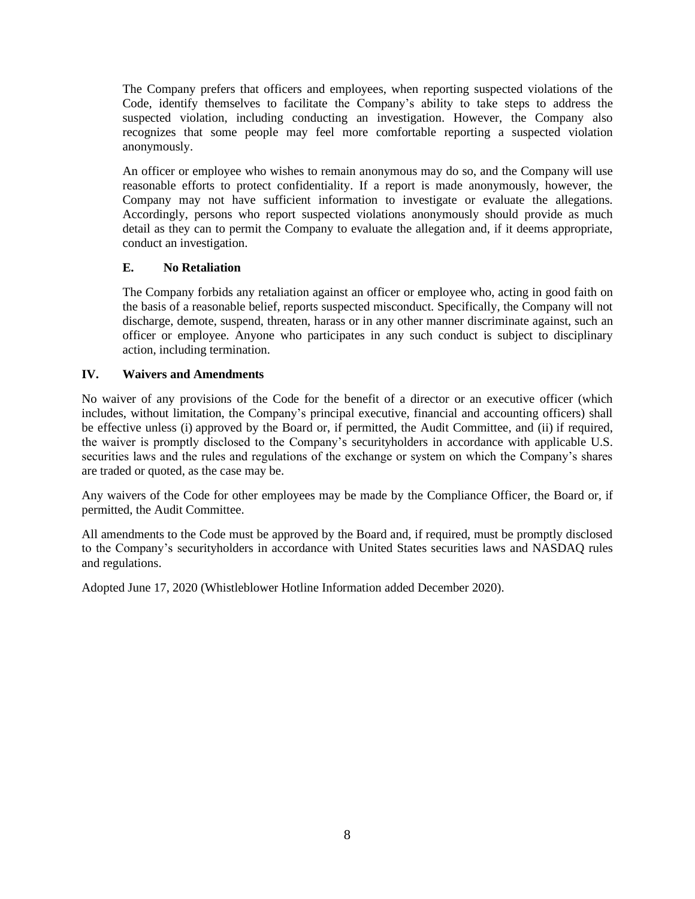The Company prefers that officers and employees, when reporting suspected violations of the Code, identify themselves to facilitate the Company's ability to take steps to address the suspected violation, including conducting an investigation. However, the Company also recognizes that some people may feel more comfortable reporting a suspected violation anonymously.

An officer or employee who wishes to remain anonymous may do so, and the Company will use reasonable efforts to protect confidentiality. If a report is made anonymously, however, the Company may not have sufficient information to investigate or evaluate the allegations. Accordingly, persons who report suspected violations anonymously should provide as much detail as they can to permit the Company to evaluate the allegation and, if it deems appropriate, conduct an investigation.

### E. No Retaliation

The Company forbids any retaliation against an officer or employee who, acting in good faith on the basis of a reasonable belief, reports suspected misconduct. Specifically, the Company will not discharge, demote, suspend, threaten, harass or in any other manner discriminate against, such an officer or employee. Anyone who participates in any such conduct is subject to disciplinary action, including termination.

## IV. Waivers and Amendments

No waiver of any provisions of the Code for the benefit of a director or an executive officer (which includes, without limitation, the Company's principal executive, financial and accounting officers) shall be effective unless (i) approved by the Board or, if permitted, the Audit Committee, and (ii) if required, the waiver is promptly disclosed to the Company's securityholders in accordance with applicable U.S. securities laws and the rules and regulations of the exchange or system on which the Company's shares are traded or quoted, as the case may be.

Any waivers of the Code for other employees may be made by the Compliance Officer, the Board or, if permitted, the Audit Committee.

All amendments to the Code must be approved by the Board and, if required, must be promptly disclosed to the Company's securityholders in accordance with United States securities laws and NASDAQ rules and regulations.

Adopted June 17, 2020 (Whistleblower Hotline Information added December 2020).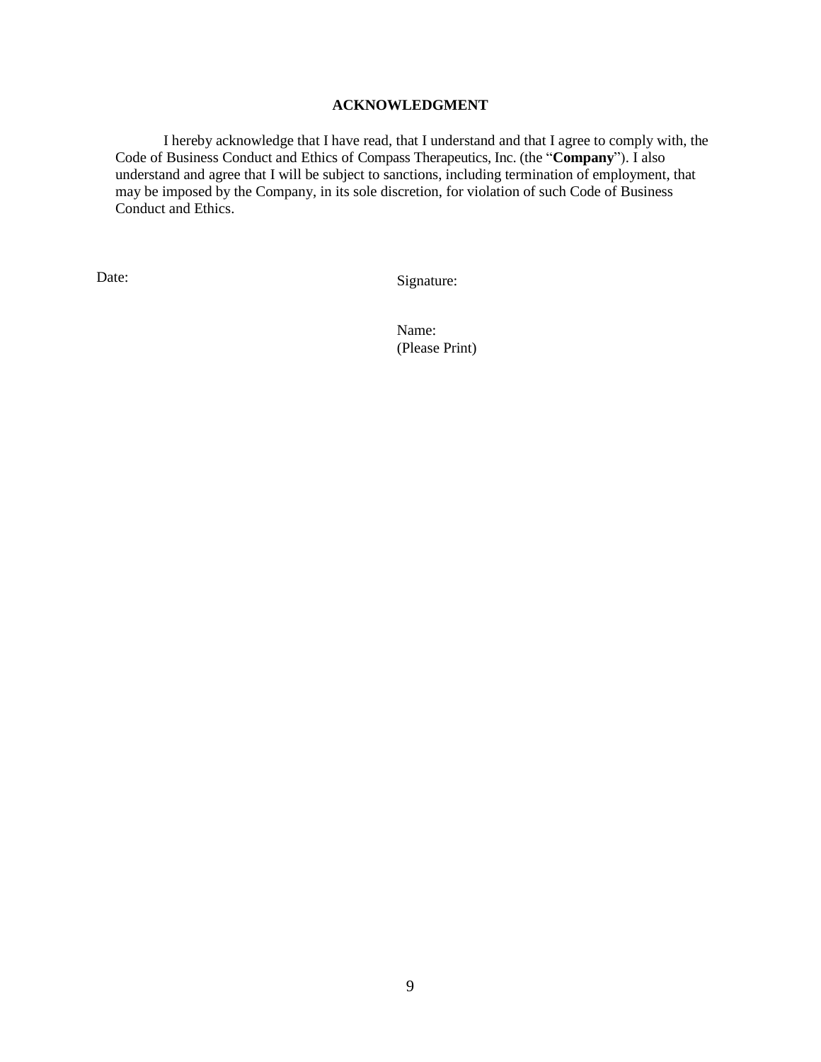**ACKNOWLEDGMENT**

I hereby acknowledge that I have read, that I understand and that I agree to comply with, the Code of Business Conduct and Ethics of Compass Therapeutics, Inc. (the "**Company**"). I also understand and agree that I will be subject to sanctions, including termination of employment, that may be imposed by the Company, in its sole discretion, for violation of such Code of Business Conduct and Ethics.

Date:

Signature:

Name:
(Please Print)